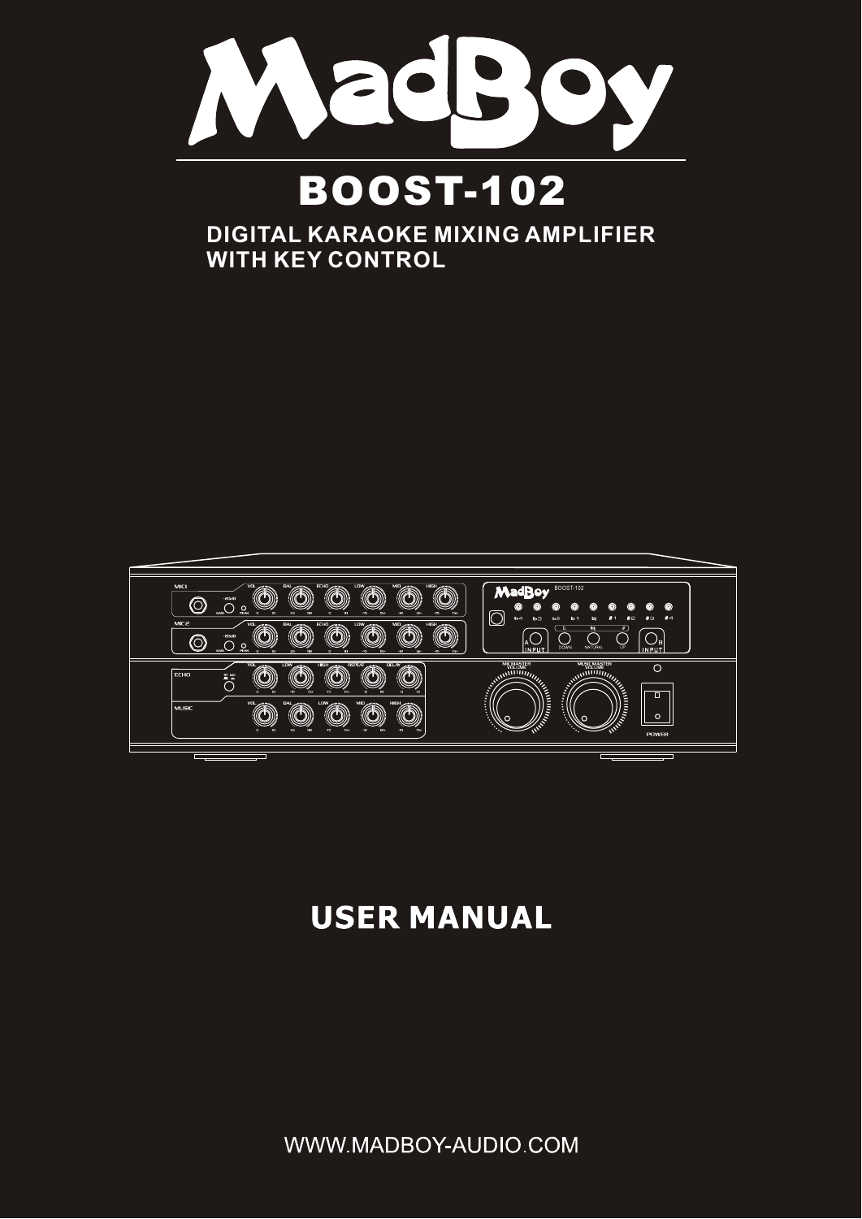# MadBoy

## BOOST-102

**DIGITAL KARAOKE MIXING AMPLIFIER WITH KEY CONTROL**

# USER MANUAL

WWW.MADBOY-AUDIO.COM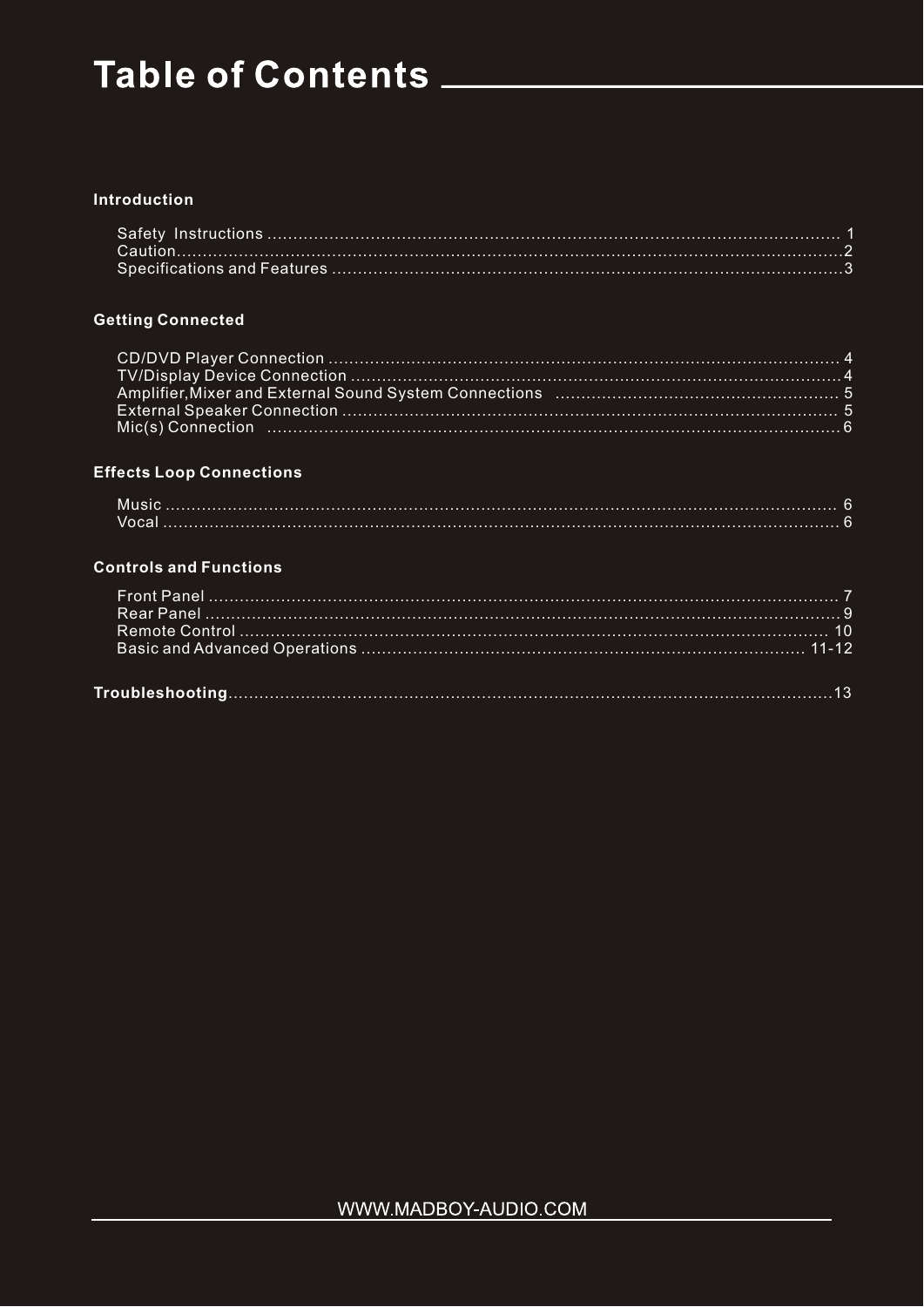# Table of Contents

## Introduction

Safety Instructions ........................................................................................................ 1
Caution...........................................................................................................................2
Specifications and Features ...........................................................................................3

## Getting Connected

CD/DVD Player Connection ........................................................................................... 4
TV/Display Device Connection .......................................................................................4
Amplifier,Mixer and External Sound System Connections ............................................ 5
External Speaker Connection ......................................................................................... 5
Mic(s) Connection ..........................................................................................................6

## Effects Loop Connections

Music ............................................................................................................................. 6
Vocal ..............................................................................................................................6

## Controls and Functions

Front Panel .................................................................................................................... 7
Rear Panel .....................................................................................................................9
Remote Control ............................................................................................................ 10
Basic and Advanced Operations ................................................................................ 11-12

**Troubleshooting**..............................................................................................................13

WWW.MADBOY-AUDIO.COM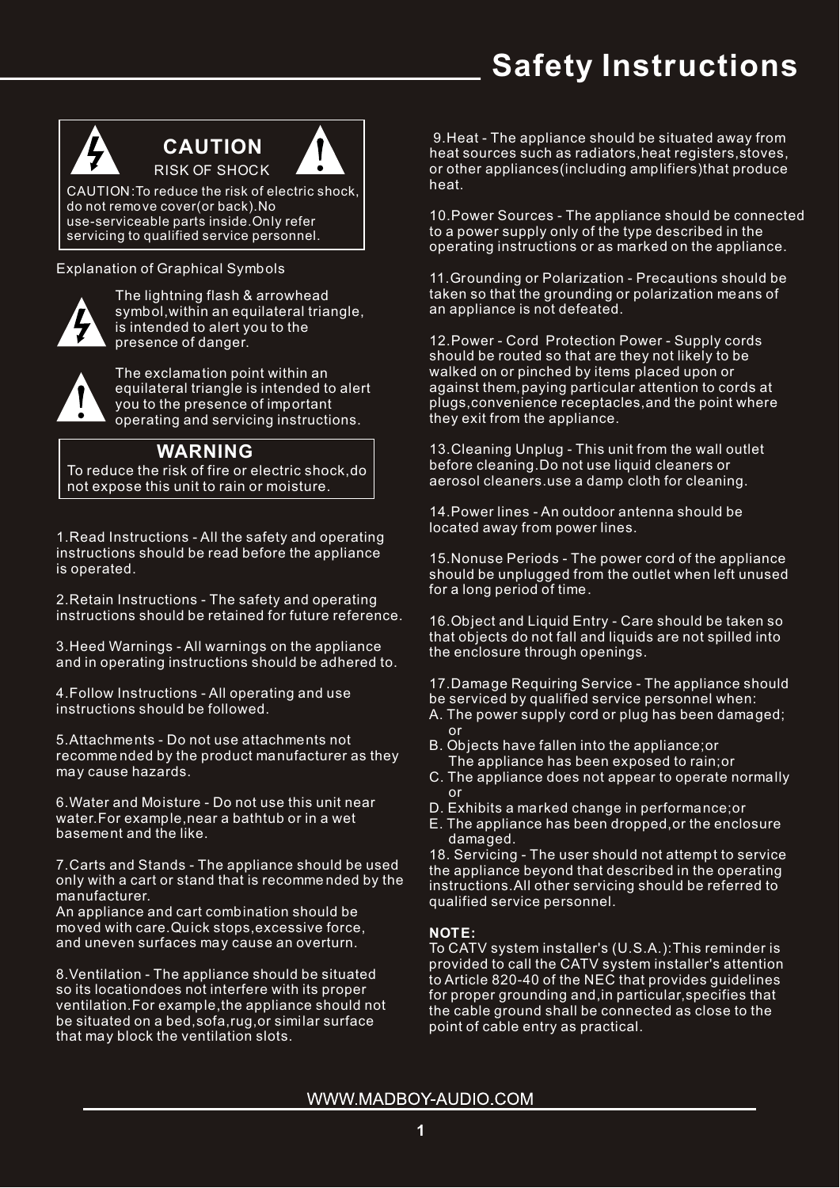# Safety Instructions

**CAUTION**

RISK OF SHOCK

CAUTION:To reduce the risk of electric shock, do not remove cover(or back).No use-serviceable parts inside.Only refer servicing to qualified service personnel.

Explanation of Graphical Symbols

The lightning flash & arrowhead symbol,within an equilateral triangle, is intended to alert you to the presence of danger.

The exclamation point within an equilateral triangle is intended to alert you to the presence of important operating and servicing instructions.

**WARNING**

To reduce the risk of fire or electric shock,do not expose this unit to rain or moisture.

1.Read Instructions - All the safety and operating instructions should be read before the appliance is operated.

2.Retain Instructions - The safety and operating instructions should be retained for future reference.

3.Heed Warnings - All warnings on the appliance and in operating instructions should be adhered to.

4.Follow Instructions - All operating and use instructions should be followed.

5.Attachments - Do not use attachments not recommended by the product manufacturer as they may cause hazards.

6.Water and Moisture - Do not use this unit near water.For example,near a bathtub or in a wet basement and the like.

7.Carts and Stands - The appliance should be used only with a cart or stand that is recommended by the manufacturer.
An appliance and cart combination should be moved with care.Quick stops,excessive force, and uneven surfaces may cause an overturn.

8.Ventilation - The appliance should be situated so its locationdoes not interfere with its proper ventilation.For example,the appliance should not be situated on a bed,sofa,rug,or similar surface that may block the ventilation slots.

9.Heat - The appliance should be situated away from heat sources such as radiators,heat registers,stoves, or other appliances(including amplifiers)that produce heat.

10.Power Sources - The appliance should be connected to a power supply only of the type described in the operating instructions or as marked on the appliance.

11.Grounding or Polarization - Precautions should be taken so that the grounding or polarization means of an appliance is not defeated.

12.Power - Cord Protection Power - Supply cords should be routed so that are they not likely to be walked on or pinched by items placed upon or against them,paying particular attention to cords at plugs,convenience receptacles,and the point where they exit from the appliance.

13.Cleaning Unplug - This unit from the wall outlet before cleaning.Do not use liquid cleaners or aerosol cleaners.use a damp cloth for cleaning.

14.Power lines - An outdoor antenna should be located away from power lines.

15.Nonuse Periods - The power cord of the appliance should be unplugged from the outlet when left unused for a long period of time.

16.Object and Liquid Entry - Care should be taken so that objects do not fall and liquids are not spilled into the enclosure through openings.

17.Damage Requiring Service - The appliance should be serviced by qualified service personnel when:
A. The power supply cord or plug has been damaged; or
B. Objects have fallen into the appliance;or
The appliance has been exposed to rain;or
C. The appliance does not appear to operate normally or
D. Exhibits a marked change in performance;or
E. The appliance has been dropped,or the enclosure damaged.

18. Servicing - The user should not attempt to service the appliance beyond that described in the operating instructions.All other servicing should be referred to qualified service personnel.

**NOTE:**
To CATV system installer's (U.S.A.):This reminder is provided to call the CATV system installer's attention to Article 820-40 of the NEC that provides guidelines for proper grounding and,in particular,specifies that the cable ground shall be connected as close to the point of cable entry as practical.

WWW.MADBOY-AUDIO.COM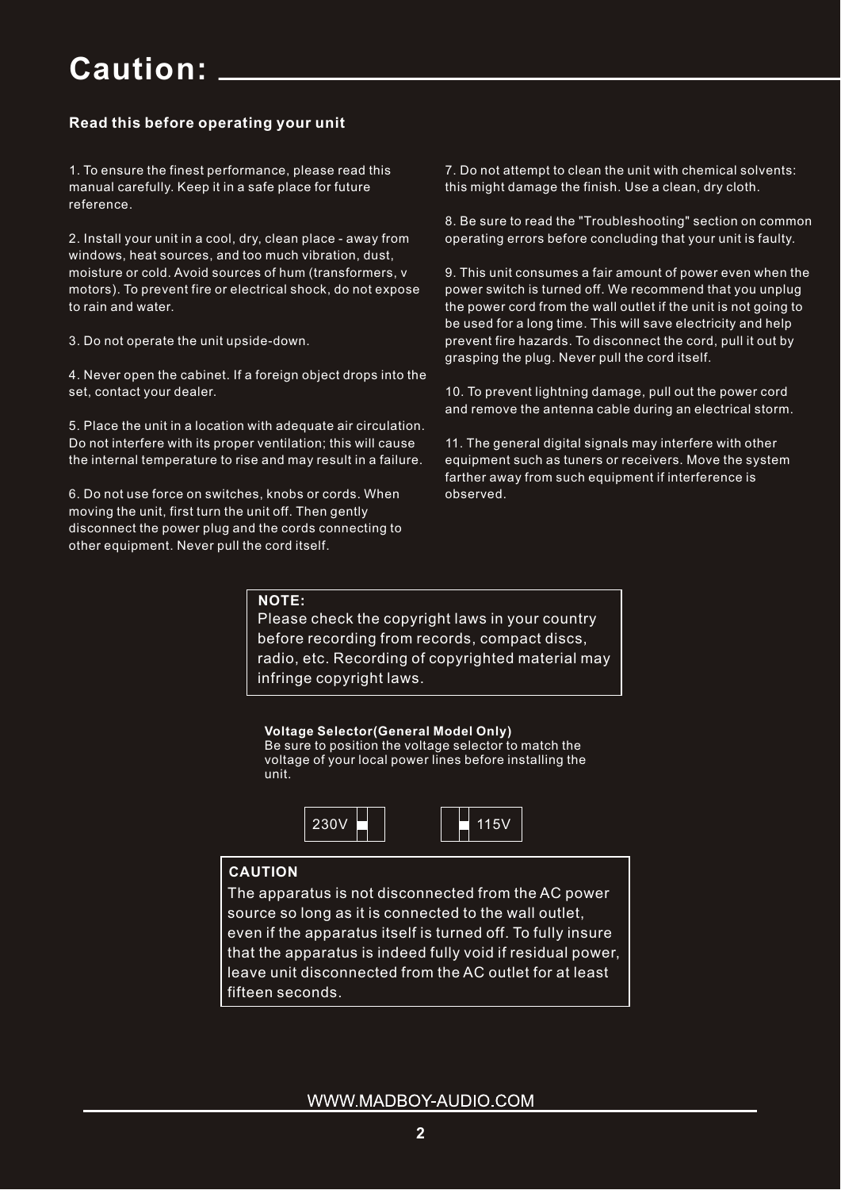# Caution:

**Read this before operating your unit**

1. To ensure the finest performance, please read this manual carefully. Keep it in a safe place for future reference.

2. Install your unit in a cool, dry, clean place - away from windows, heat sources, and too much vibration, dust, moisture or cold. Avoid sources of hum (transformers, v motors). To prevent fire or electrical shock, do not expose to rain and water.

3. Do not operate the unit upside-down.

4. Never open the cabinet. If a foreign object drops into the set, contact your dealer.

5. Place the unit in a location with adequate air circulation. Do not interfere with its proper ventilation; this will cause the internal temperature to rise and may result in a failure.

6. Do not use force on switches, knobs or cords. When moving the unit, first turn the unit off. Then gently disconnect the power plug and the cords connecting to other equipment. Never pull the cord itself.

7. Do not attempt to clean the unit with chemical solvents: this might damage the finish. Use a clean, dry cloth.

8. Be sure to read the "Troubleshooting" section on common operating errors before concluding that your unit is faulty.

9. This unit consumes a fair amount of power even when the power switch is turned off. We recommend that you unplug the power cord from the wall outlet if the unit is not going to be used for a long time. This will save electricity and help prevent fire hazards. To disconnect the cord, pull it out by grasping the plug. Never pull the cord itself.

10. To prevent lightning damage, pull out the power cord and remove the antenna cable during an electrical storm.

11. The general digital signals may interfere with other equipment such as tuners or receivers. Move the system farther away from such equipment if interference is observed.

**NOTE:**
Please check the copyright laws in your country before recording from records, compact discs, radio, etc. Recording of copyrighted material may infringe copyright laws.

**Voltage Selector(General Model Only)**
Be sure to position the voltage selector to match the voltage of your local power lines before installing the unit.

230V | 115V

**CAUTION**
The apparatus is not disconnected from the AC power source so long as it is connected to the wall outlet, even if the apparatus itself is turned off. To fully insure that the apparatus is indeed fully void if residual power, leave unit disconnected from the AC outlet for at least fifteen seconds.

WWW.MADBOY-AUDIO.COM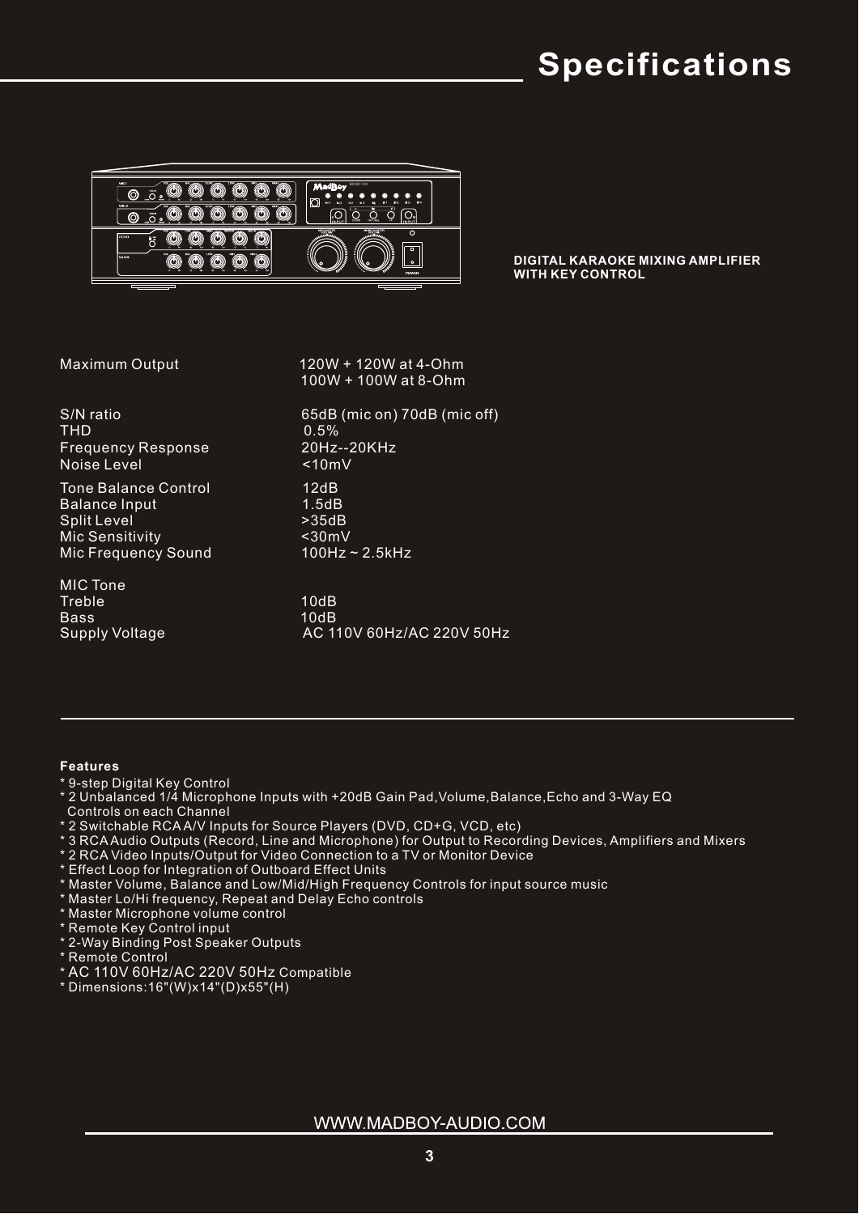# Specifications

**DIGITAL KARAOKE MIXING AMPLIFIER WITH KEY CONTROL**

| | |
|---|---|
| Maximum Output | 120W + 120W at 4-Ohm<br>100W + 100W at 8-Ohm |
| S/N ratio | 65dB (mic on) 70dB (mic off) |
| THD | 0.5% |
| Frequency Response | 20Hz--20KHz |
| Noise Level | <10mV |
| Tone Balance Control | 12dB |
| Balance Input | 1.5dB |
| Split Level | >35dB |
| Mic Sensitivity | <30mV |
| Mic Frequency Sound | 100Hz ~ 2.5kHz |
| MIC Tone | |
| Treble | 10dB |
| Bass | 10dB |
| Supply Voltage | AC 110V 60Hz/AC 220V 50Hz |

**Features**

* 9-step Digital Key Control
* 2 Unbalanced 1/4 Microphone Inputs with +20dB Gain Pad,Volume,Balance,Echo and 3-Way EQ Controls on each Channel
* 2 Switchable RCA A/V Inputs for Source Players (DVD, CD+G, VCD, etc)
* 3 RCA Audio Outputs (Record, Line and Microphone) for Output to Recording Devices, Amplifiers and Mixers
* 2 RCA Video Inputs/Output for Video Connection to a TV or Monitor Device
* Effect Loop for Integration of Outboard Effect Units
* Master Volume, Balance and Low/Mid/High Frequency Controls for input source music
* Master Lo/Hi frequency, Repeat and Delay Echo controls
* Master Microphone volume control
* Remote Key Control input
* 2-Way Binding Post Speaker Outputs
* Remote Control
* AC 110V 60Hz/AC 220V 50Hz Compatible
* Dimensions:16"(W)x14"(D)x55"(H)

WWW.MADBOY-AUDIO.COM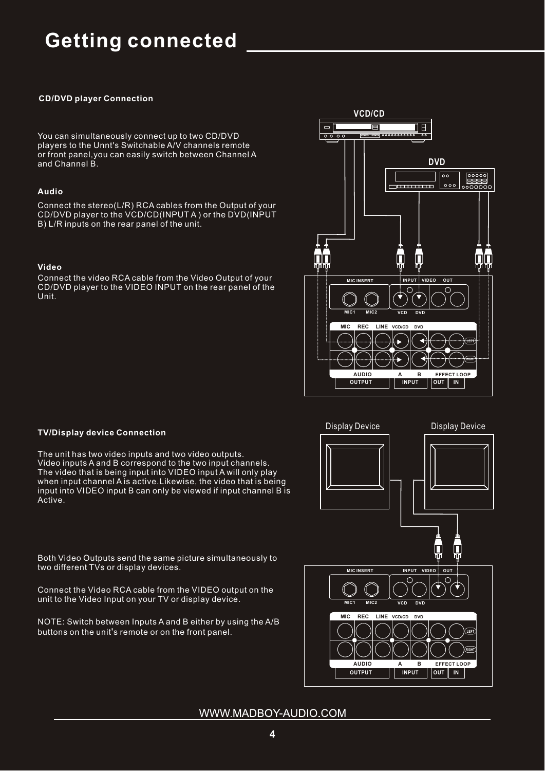# Getting connected

### CD/DVD player Connection

You can simultaneously connect up to two CD/DVD players to the Unnt's Switchable A/V channels remote or front panel,you can easily switch between Channel A and Channel B.

**Audio**

Connect the stereo(L/R) RCA cables from the Output of your CD/DVD player to the VCD/CD(INPUT A ) or the DVD(INPUT B) L/R inputs on the rear panel of the unit.

**Video**

Connect the video RCA cable from the Video Output of your CD/DVD player to the VIDEO INPUT on the rear panel of the Unit.

### TV/Display device Connection

The unit has two video inputs and two video outputs.
Video inputs A and B correspond to the two input channels.
The video that is being input into VIDEO input A will only play when input channel A is active.Likewise, the video that is being input into VIDEO input B can only be viewed if input channel B is Active.

Both Video Outputs send the same picture simultaneously to two different TVs or display devices.

Connect the Video RCA cable from the VIDEO output on the unit to the Video Input on your TV or display device.

NOTE: Switch between Inputs A and B either by using the A/B buttons on the unit's remote or on the front panel.

WWW.MADBOY-AUDIO.COM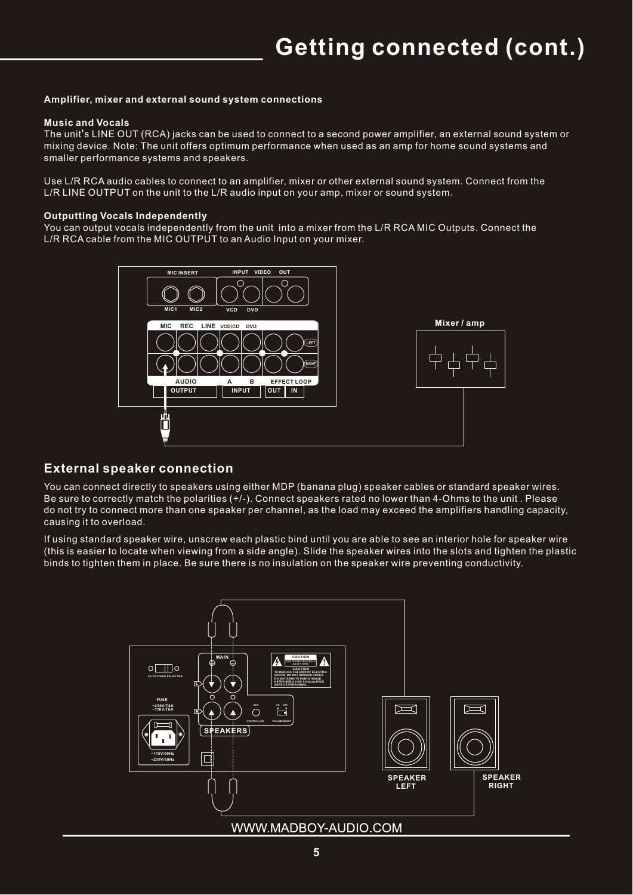# Getting connected (cont.)

**Amplifier, mixer and external sound system connections**

**Music and Vocals**
The unit's LINE OUT (RCA) jacks can be used to connect to a second power amplifier, an external sound system or mixing device. Note: The unit offers optimum performance when used as an amp for home sound systems and smaller performance systems and speakers.

Use L/R RCA audio cables to connect to an amplifier, mixer or other external sound system. Connect from the L/R LINE OUTPUT on the unit to the L/R audio input on your amp, mixer or sound system.

**Outputting Vocals Independently**
You can output vocals independently from the unit into a mixer from the L/R RCA MIC Outputs. Connect the L/R RCA cable from the MIC OUTPUT to an Audio Input on your mixer.

MIC INSERT | INPUT VIDEO OUT | MIC1 MIC2 | VCD DVD | MIC REC LINE VCD/CD DVD | LEFT | RIGHT | AUDIO OUTPUT | A B INPUT | EFFECT LOOP OUT IN | Mixer / amp

## External speaker connection

You can connect directly to speakers using either MDP (banana plug) speaker cables or standard speaker wires. Be sure to correctly match the polarities (+/-). Connect speakers rated no lower than 4-Ohms to the unit . Please do not try to connect more than one speaker per channel, as the load may exceed the amplifiers handling capacity, causing it to overload.

If using standard speaker wire, unscrew each plastic bind until you are able to see an interior hole for speaker wire (this is easier to locate when viewing from a side angle). Slide the speaker wires into the slots and tighten the plastic binds to tighten them in place. Be sure there is no insulation on the speaker wire preventing conductivity.

AC VOLTAGE SELECTOR | FUSE ~230V/T4A ~110V/T6A | ~115V/60Hz ~230V/50Hz | MAIN | SPEAKERS | CAUTION | KEY | ON OFF | CONTROLLER | VOLUME RESET | SPEAKER LEFT | SPEAKER RIGHT

WWW.MADBOY-AUDIO.COM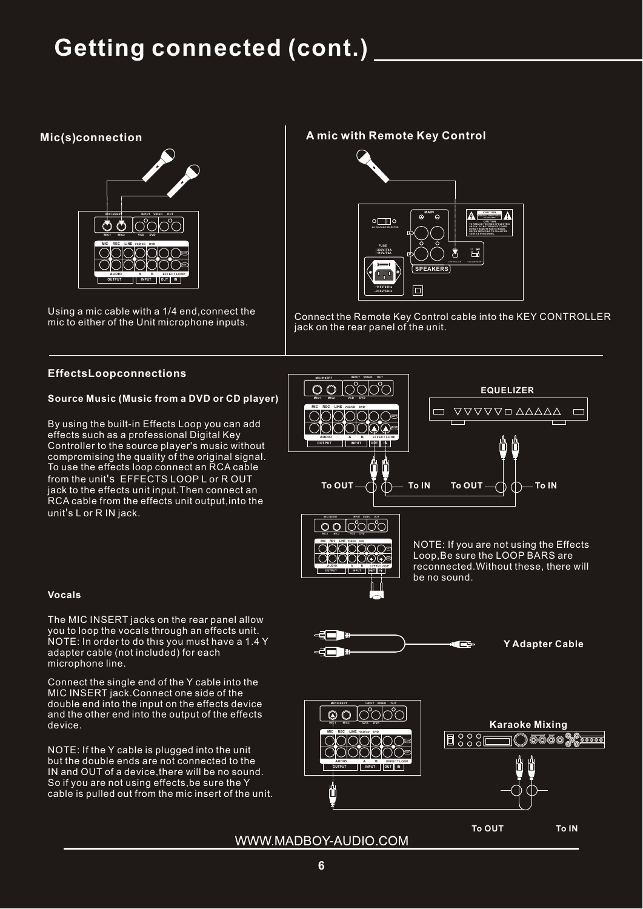# Getting connected (cont.)

## Mic(s)connection

Using a mic cable with a 1/4 end,connect the mic to either of the Unit microphone inputs.

## A mic with Remote Key Control

Connect the Remote Key Control cable into the KEY CONTROLLER jack on the rear panel of the unit.

## EffectsLoopconnections

### Source Music (Music from a DVD or CD player)

By using the built-in Effects Loop you can add effects such as a professional Digital Key Controller to the source player's music without compromising the quality of the original signal. To use the effects loop connect an RCA cable from the unit's EFFECTS LOOP L or R OUT jack to the effects unit input.Then connect an RCA cable from the effects unit output,into the unit's L or R IN jack.

EQUELIZER

To OUT To IN To OUT To IN

NOTE: If you are not using the Effects Loop,Be sure the LOOP BARS are reconnected.Without these, there will be no sound.

### Vocals

The MIC INSERT jacks on the rear panel allow you to loop the vocals through an effects unit. NOTE: In order to do thıs you must have a 1.4 Y adapter cable (not included) for each microphone line.

Connect the single end of the Y cable into the MIC INSERT jack.Connect one side of the double end into the input on the effects device and the other end into the output of the effects device.

NOTE: If the Y cable is plugged into the unit but the double ends are not connected to the IN and OUT of a device,there will be no sound. So if you are not using effects,be sure the Y cable is pulled out from the mic insert of the unit.

**Y Adapter Cable**

**Karaoke Mixing**

To OUT To IN

WWW.MADBOY-AUDIO.COM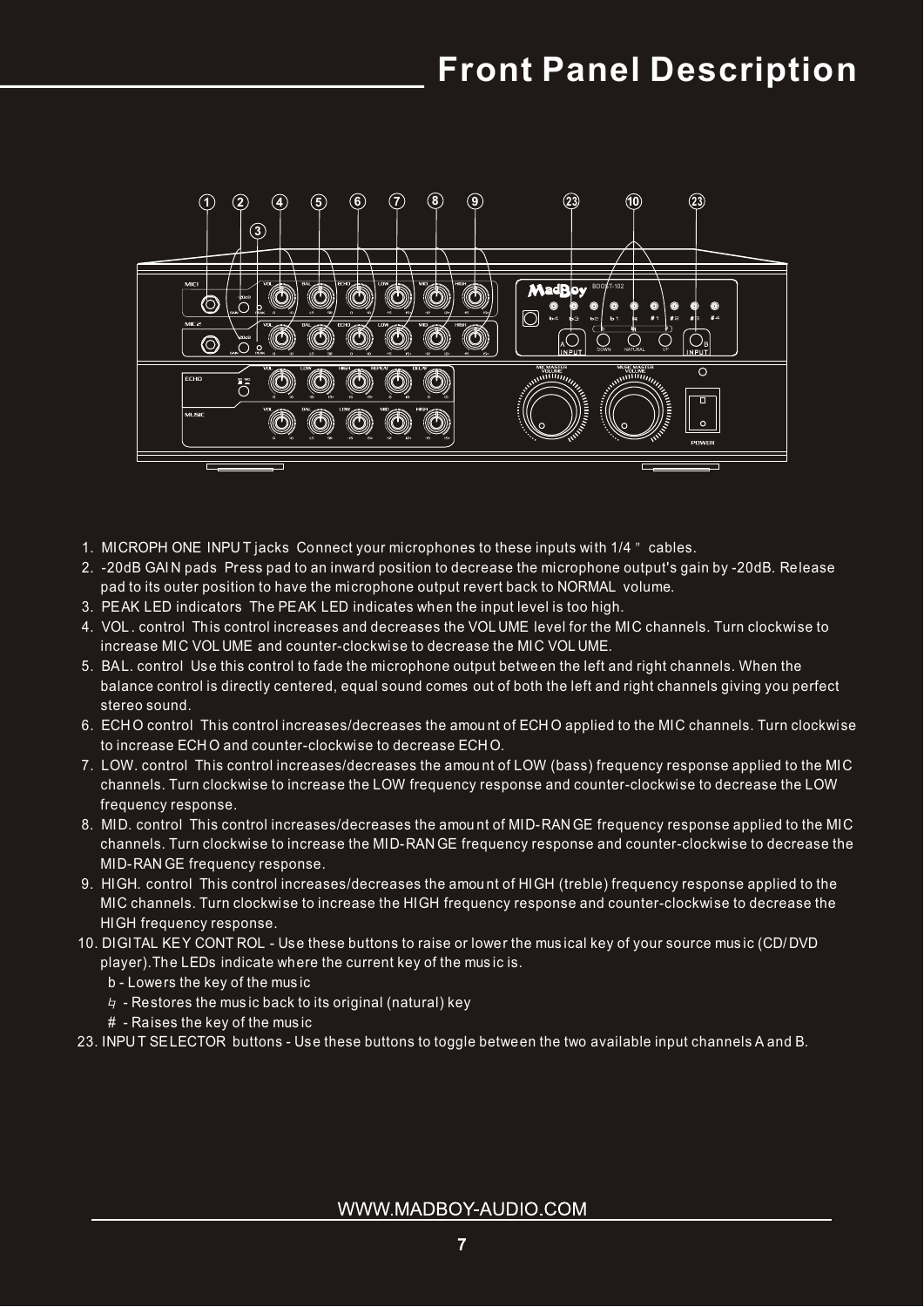# Front Panel Description

1. MICROPHONE INPUT jacks Connect your microphones to these inputs with 1/4 " cables.
2. -20dB GAIN pads Press pad to an inward position to decrease the microphone output's gain by -20dB. Release pad to its outer position to have the microphone output revert back to NORMAL volume.
3. PEAK LED indicators The PEAK LED indicates when the input level is too high.
4. VOL. control This control increases and decreases the VOLUME level for the MIC channels. Turn clockwise to increase MIC VOLUME and counter-clockwise to decrease the MIC VOLUME.
5. BAL. control Use this control to fade the microphone output between the left and right channels. When the balance control is directly centered, equal sound comes out of both the left and right channels giving you perfect stereo sound.
6. ECHO control This control increases/decreases the amount of ECHO applied to the MIC channels. Turn clockwise to increase ECHO and counter-clockwise to decrease ECHO.
7. LOW. control This control increases/decreases the amount of LOW (bass) frequency response applied to the MIC channels. Turn clockwise to increase the LOW frequency response and counter-clockwise to decrease the LOW frequency response.
8. MID. control This control increases/decreases the amount of MID-RANGE frequency response applied to the MIC channels. Turn clockwise to increase the MID-RANGE frequency response and counter-clockwise to decrease the MID-RANGE frequency response.
9. HIGH. control This control increases/decreases the amount of HIGH (treble) frequency response applied to the MIC channels. Turn clockwise to increase the HIGH frequency response and counter-clockwise to decrease the HIGH frequency response.
10. DIGITAL KEY CONTROL - Use these buttons to raise or lower the musical key of your source music (CD/DVD player).The LEDs indicate where the current key of the music is.
    - b - Lowers the key of the music
    - ♮ - Restores the music back to its original (natural) key
    - # - Raises the key of the music

23. INPUT SELECTOR buttons - Use these buttons to toggle between the two available input channels A and B.

WWW.MADBOY-AUDIO.COM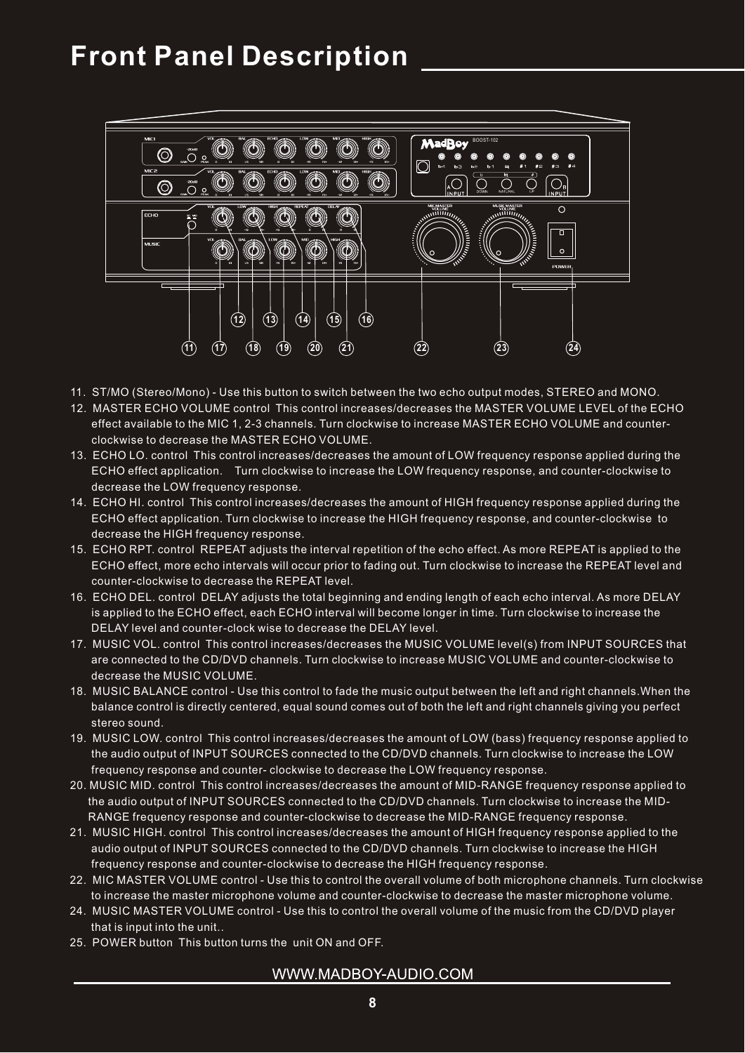# Front Panel Description

11. ST/MO (Stereo/Mono) - Use this button to switch between the two echo output modes, STEREO and MONO.
12. MASTER ECHO VOLUME control This control increases/decreases the MASTER VOLUME LEVEL of the ECHO effect available to the MIC 1, 2-3 channels. Turn clockwise to increase MASTER ECHO VOLUME and counter-clockwise to decrease the MASTER ECHO VOLUME.
13. ECHO LO. control This control increases/decreases the amount of LOW frequency response applied during the ECHO effect application. Turn clockwise to increase the LOW frequency response, and counter-clockwise to decrease the LOW frequency response.
14. ECHO HI. control This control increases/decreases the amount of HIGH frequency response applied during the ECHO effect application. Turn clockwise to increase the HIGH frequency response, and counter-clockwise to decrease the HIGH frequency response.
15. ECHO RPT. control REPEAT adjusts the interval repetition of the echo effect. As more REPEAT is applied to the ECHO effect, more echo intervals will occur prior to fading out. Turn clockwise to increase the REPEAT level and counter-clockwise to decrease the REPEAT level.
16. ECHO DEL. control DELAY adjusts the total beginning and ending length of each echo interval. As more DELAY is applied to the ECHO effect, each ECHO interval will become longer in time. Turn clockwise to increase the DELAY level and counter-clock wise to decrease the DELAY level.
17. MUSIC VOL. control This control increases/decreases the MUSIC VOLUME level(s) from INPUT SOURCES that are connected to the CD/DVD channels. Turn clockwise to increase MUSIC VOLUME and counter-clockwise to decrease the MUSIC VOLUME.
18. MUSIC BALANCE control - Use this control to fade the music output between the left and right channels.When the balance control is directly centered, equal sound comes out of both the left and right channels giving you perfect stereo sound.
19. MUSIC LOW. control This control increases/decreases the amount of LOW (bass) frequency response applied to the audio output of INPUT SOURCES connected to the CD/DVD channels. Turn clockwise to increase the LOW frequency response and counter- clockwise to decrease the LOW frequency response.
20. MUSIC MID. control This control increases/decreases the amount of MID-RANGE frequency response applied to the audio output of INPUT SOURCES connected to the CD/DVD channels. Turn clockwise to increase the MID-RANGE frequency response and counter-clockwise to decrease the MID-RANGE frequency response.
21. MUSIC HIGH. control This control increases/decreases the amount of HIGH frequency response applied to the audio output of INPUT SOURCES connected to the CD/DVD channels. Turn clockwise to increase the HIGH frequency response and counter-clockwise to decrease the HIGH frequency response.
22. MIC MASTER VOLUME control - Use this to control the overall volume of both microphone channels. Turn clockwise to increase the master microphone volume and counter-clockwise to decrease the master microphone volume.
24. MUSIC MASTER VOLUME control - Use this to control the overall volume of the music from the CD/DVD player that is input into the unit..
25. POWER button This button turns the unit ON and OFF.

WWW.MADBOY-AUDIO.COM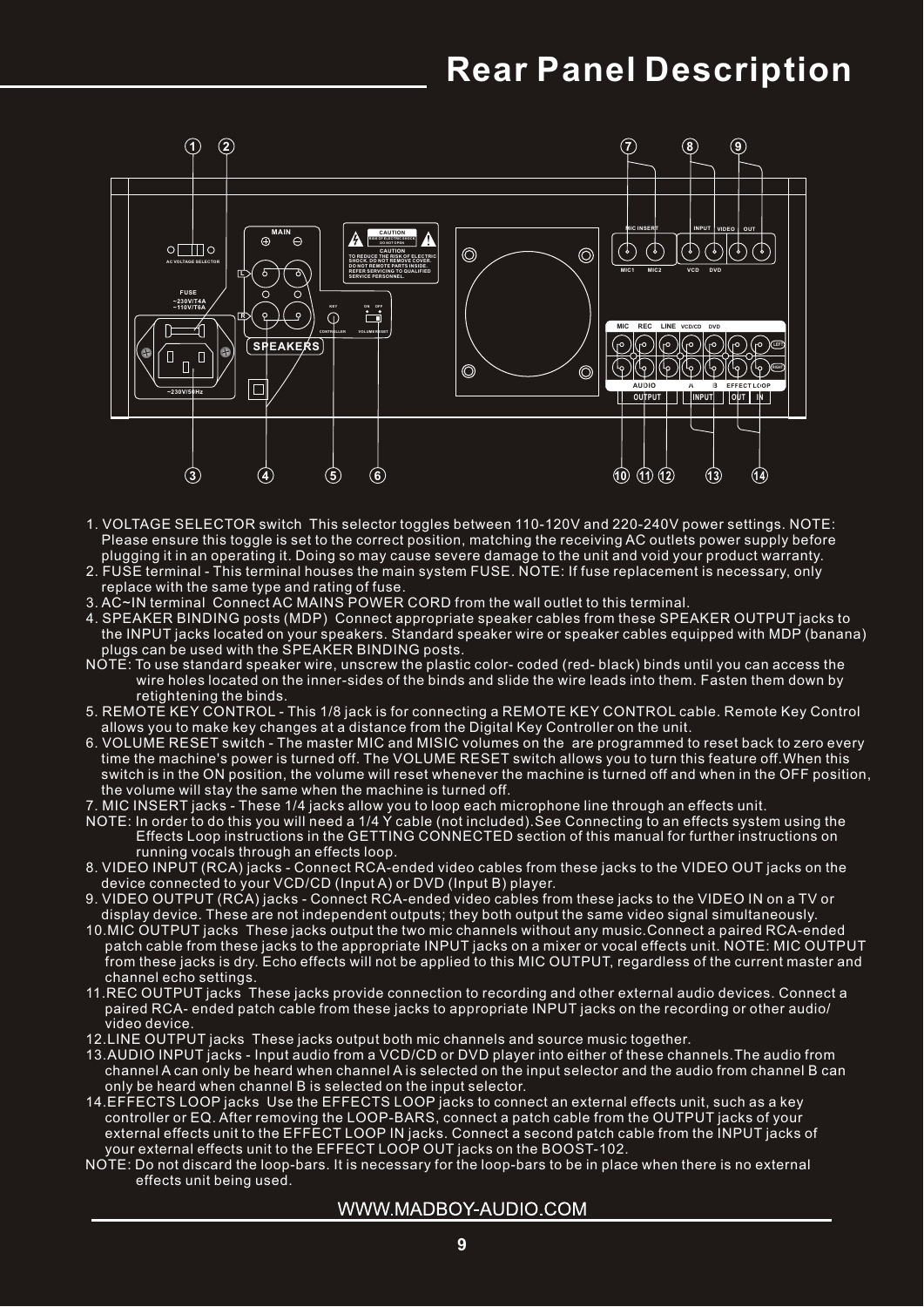# Rear Panel Description

1. VOLTAGE SELECTOR switch This selector toggles between 110-120V and 220-240V power settings. NOTE: Please ensure this toggle is set to the correct position, matching the receiving AC outlets power supply before plugging it in an operating it. Doing so may cause severe damage to the unit and void your product warranty.
2. FUSE terminal - This terminal houses the main system FUSE. NOTE: If fuse replacement is necessary, only replace with the same type and rating of fuse.
3. AC~IN terminal Connect AC MAINS POWER CORD from the wall outlet to this terminal.
4. SPEAKER BINDING posts (MDP) Connect appropriate speaker cables from these SPEAKER OUTPUT jacks to the INPUT jacks located on your speakers. Standard speaker wire or speaker cables equipped with MDP (banana) plugs can be used with the SPEAKER BINDING posts.

NOTE: To use standard speaker wire, unscrew the plastic color- coded (red- black) binds until you can access the wire holes located on the inner-sides of the binds and slide the wire leads into them. Fasten them down by retightening the binds.

5. REMOTE KEY CONTROL - This 1/8 jack is for connecting a REMOTE KEY CONTROL cable. Remote Key Control allows you to make key changes at a distance from the Digital Key Controller on the unit.
6. VOLUME RESET switch - The master MIC and MISIC volumes on the are programmed to reset back to zero every time the machine's power is turned off. The VOLUME RESET switch allows you to turn this feature off.When this switch is in the ON position, the volume will reset whenever the machine is turned off and when in the OFF position, the volume will stay the same when the machine is turned off.
7. MIC INSERT jacks - These 1/4 jacks allow you to loop each microphone line through an effects unit.

NOTE: In order to do this you will need a 1/4 Y cable (not included).See Connecting to an effects system using the Effects Loop instructions in the GETTING CONNECTED section of this manual for further instructions on running vocals through an effects loop.

8. VIDEO INPUT (RCA) jacks - Connect RCA-ended video cables from these jacks to the VIDEO OUT jacks on the device connected to your VCD/CD (Input A) or DVD (Input B) player.
9. VIDEO OUTPUT (RCA) jacks - Connect RCA-ended video cables from these jacks to the VIDEO IN on a TV or display device. These are not independent outputs; they both output the same video signal simultaneously.
10. MIC OUTPUT jacks These jacks output the two mic channels without any music.Connect a paired RCA-ended patch cable from these jacks to the appropriate INPUT jacks on a mixer or vocal effects unit. NOTE: MIC OUTPUT from these jacks is dry. Echo effects will not be applied to this MIC OUTPUT, regardless of the current master and channel echo settings.
11. REC OUTPUT jacks These jacks provide connection to recording and other external audio devices. Connect a paired RCA- ended patch cable from these jacks to appropriate INPUT jacks on the recording or other audio/ video device.
12. LINE OUTPUT jacks These jacks output both mic channels and source music together.
13. AUDIO INPUT jacks - Input audio from a VCD/CD or DVD player into either of these channels.The audio from channel A can only be heard when channel A is selected on the input selector and the audio from channel B can only be heard when channel B is selected on the input selector.
14. EFFECTS LOOP jacks Use the EFFECTS LOOP jacks to connect an external effects unit, such as a key controller or EQ. After removing the LOOP-BARS, connect a patch cable from the OUTPUT jacks of your external effects unit to the EFFECT LOOP IN jacks. Connect a second patch cable from the INPUT jacks of your external effects unit to the EFFECT LOOP OUT jacks on the BOOST-102.

NOTE: Do not discard the loop-bars. It is necessary for the loop-bars to be in place when there is no external effects unit being used.

WWW.MADBOY-AUDIO.COM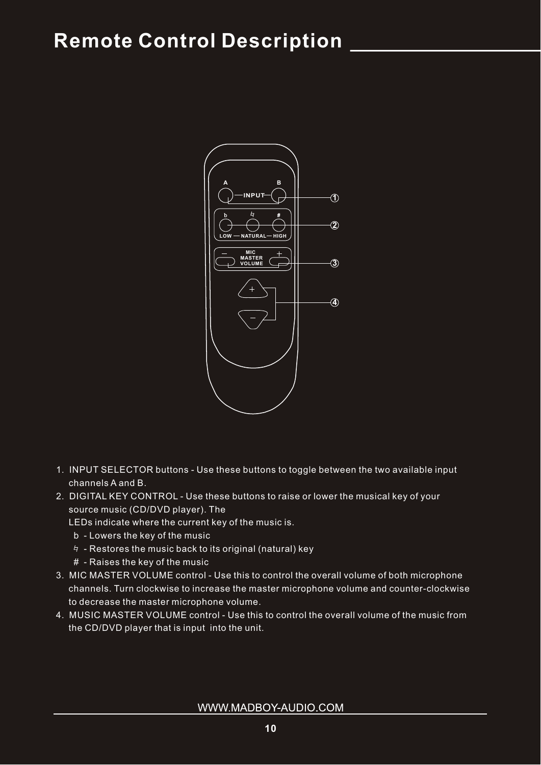# Remote Control Description

1. INPUT SELECTOR buttons - Use these buttons to toggle between the two available input channels A and B.
2. DIGITAL KEY CONTROL - Use these buttons to raise or lower the musical key of your source music (CD/DVD player). The
   LEDs indicate where the current key of the music is.
   - b - Lowers the key of the music
   - ♮ - Restores the music back to its original (natural) key
   - # - Raises the key of the music
3. MIC MASTER VOLUME control - Use this to control the overall volume of both microphone channels. Turn clockwise to increase the master microphone volume and counter-clockwise to decrease the master microphone volume.
4. MUSIC MASTER VOLUME control - Use this to control the overall volume of the music from the CD/DVD player that is input into the unit.

WWW.MADBOY-AUDIO.COM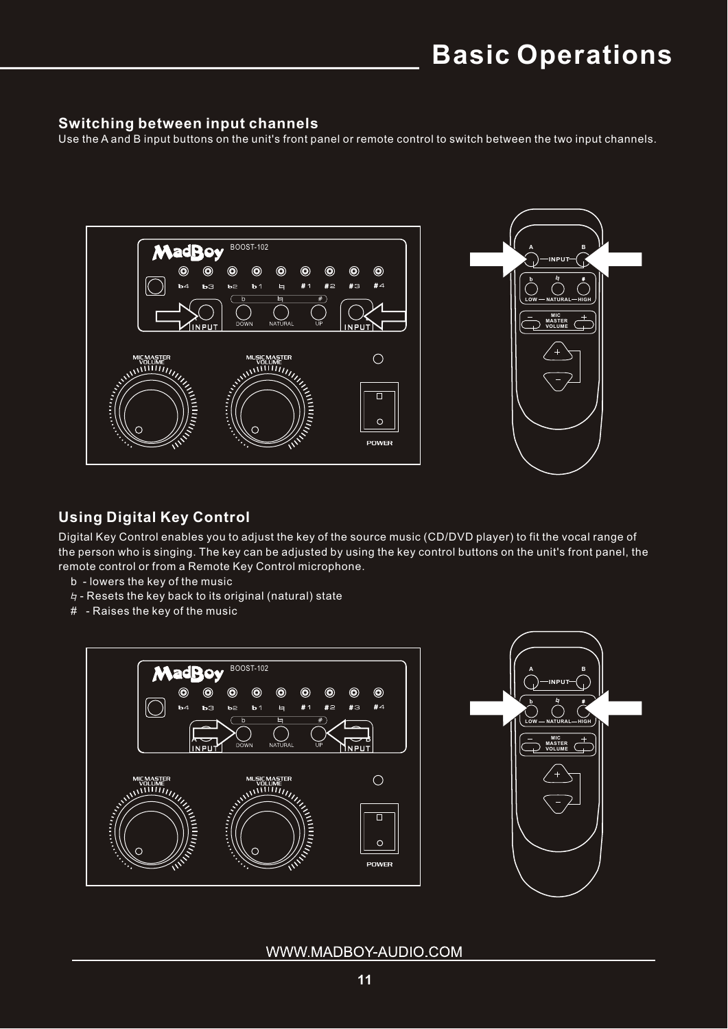# Basic Operations

## Switching between input channels

Use the A and B input buttons on the unit's front panel or remote control to switch between the two input channels.

## Using Digital Key Control

Digital Key Control enables you to adjust the key of the source music (CD/DVD player) to fit the vocal range of the person who is singing. The key can be adjusted by using the key control buttons on the unit's front panel, the remote control or from a Remote Key Control microphone.

b - lowers the key of the music

♮ - Resets the key back to its original (natural) state

# - Raises the key of the music

WWW.MADBOY-AUDIO.COM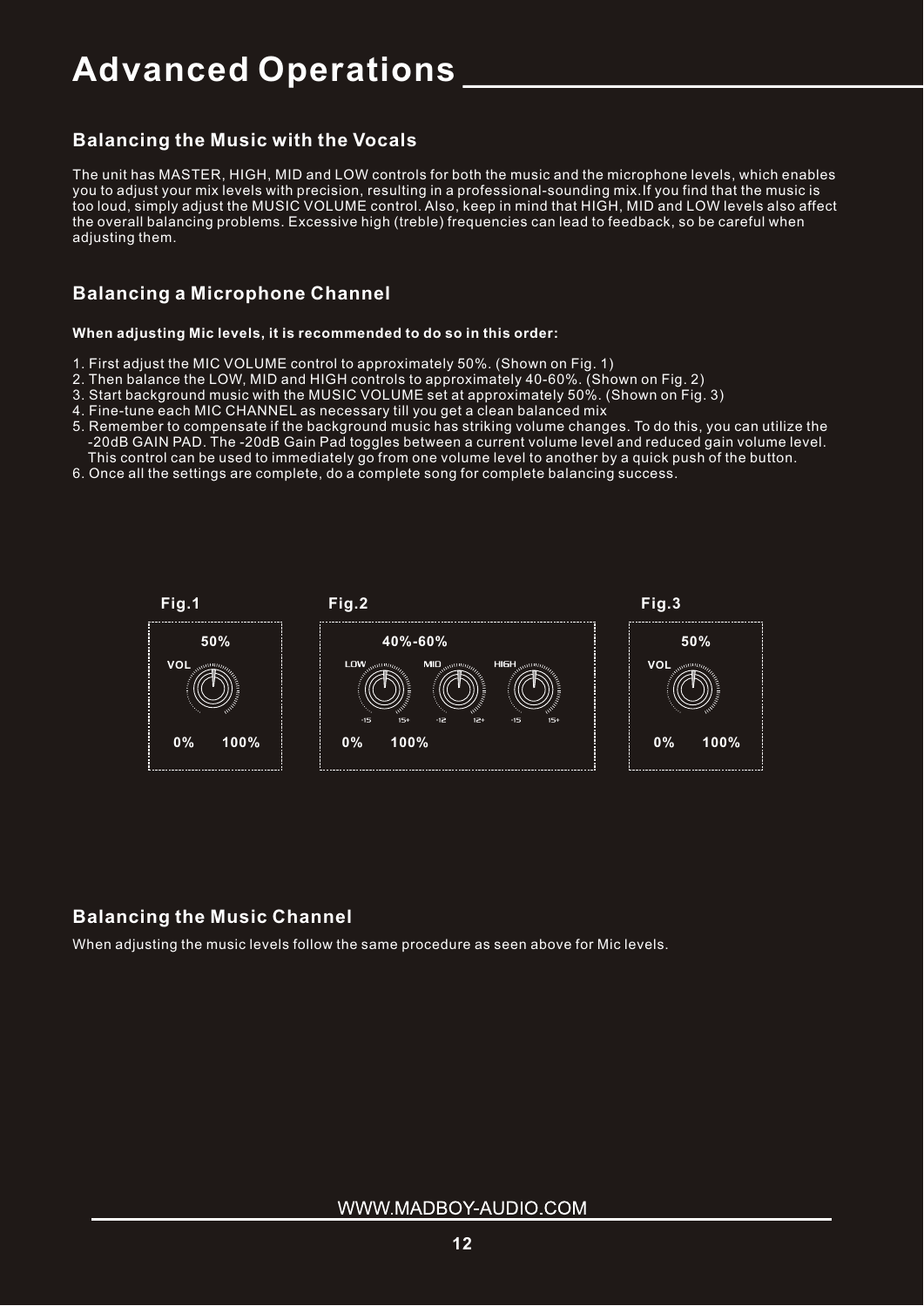# Advanced Operations

## Balancing the Music with the Vocals

The unit has MASTER, HIGH, MID and LOW controls for both the music and the microphone levels, which enables you to adjust your mix levels with precision, resulting in a professional-sounding mix.If you find that the music is too loud, simply adjust the MUSIC VOLUME control. Also, keep in mind that HIGH, MID and LOW levels also affect the overall balancing problems. Excessive high (treble) frequencies can lead to feedback, so be careful when adjusting them.

## Balancing a Microphone Channel

**When adjusting Mic levels, it is recommended to do so in this order:**

1. First adjust the MIC VOLUME control to approximately 50%. (Shown on Fig. 1)
2. Then balance the LOW, MID and HIGH controls to approximately 40-60%. (Shown on Fig. 2)
3. Start background music with the MUSIC VOLUME set at approximately 50%. (Shown on Fig. 3)
4. Fine-tune each MIC CHANNEL as necessary till you get a clean balanced mix
5. Remember to compensate if the background music has striking volume changes. To do this, you can utilize the -20dB GAIN PAD. The -20dB Gain Pad toggles between a current volume level and reduced gain volume level. This control can be used to immediately go from one volume level to another by a quick push of the button.
6. Once all the settings are complete, do a complete song for complete balancing success.

**Fig.1**

50%

VOL

0% 100%

**Fig.2**

40%-60%

LOW MID HIGH

-15 15+ -12 12+ -15 15+

0% 100%

**Fig.3**

50%

VOL

0% 100%

## Balancing the Music Channel

When adjusting the music levels follow the same procedure as seen above for Mic levels.

WWW.MADBOY-AUDIO.COM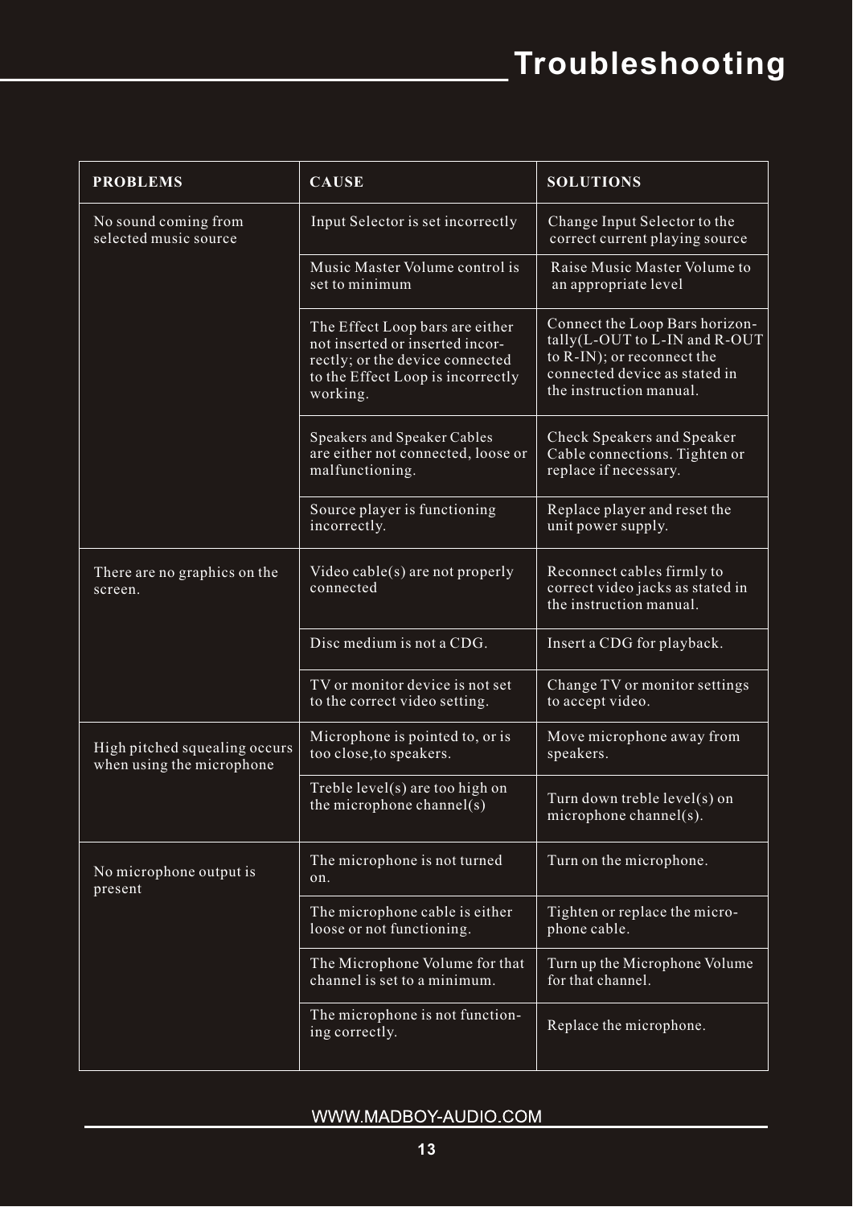# Troubleshooting

| PROBLEMS | CAUSE | SOLUTIONS |
|---|---|---|
| No sound coming from selected music source | Input Selector is set incorrectly | Change Input Selector to the correct current playing source |
| | Music Master Volume control is set to minimum | Raise Music Master Volume to an appropriate level |
| | The Effect Loop bars are either not inserted or inserted incorrectly; or the device connected to the Effect Loop is incorrectly working. | Connect the Loop Bars horizontally(L-OUT to L-IN and R-OUT to R-IN); or reconnect the connected device as stated in the instruction manual. |
| | Speakers and Speaker Cables are either not connected, loose or malfunctioning. | Check Speakers and Speaker Cable connections. Tighten or replace if necessary. |
| | Source player is functioning incorrectly. | Replace player and reset the unit power supply. |
| There are no graphics on the screen. | Video cable(s) are not properly connected | Reconnect cables firmly to correct video jacks as stated in the instruction manual. |
| | Disc medium is not a CDG. | Insert a CDG for playback. |
| | TV or monitor device is not set to the correct video setting. | Change TV or monitor settings to accept video. |
| High pitched squealing occurs when using the microphone | Microphone is pointed to, or is too close,to speakers. | Move microphone away from speakers. |
| | Treble level(s) are too high on the microphone channel(s) | Turn down treble level(s) on microphone channel(s). |
| No microphone output is present | The microphone is not turned on. | Turn on the microphone. |
| | The microphone cable is either loose or not functioning. | Tighten or replace the microphone cable. |
| | The Microphone Volume for that channel is set to a minimum. | Turn up the Microphone Volume for that channel. |
| | The microphone is not functioning correctly. | Replace the microphone. |

WWW.MADBOY-AUDIO.COM